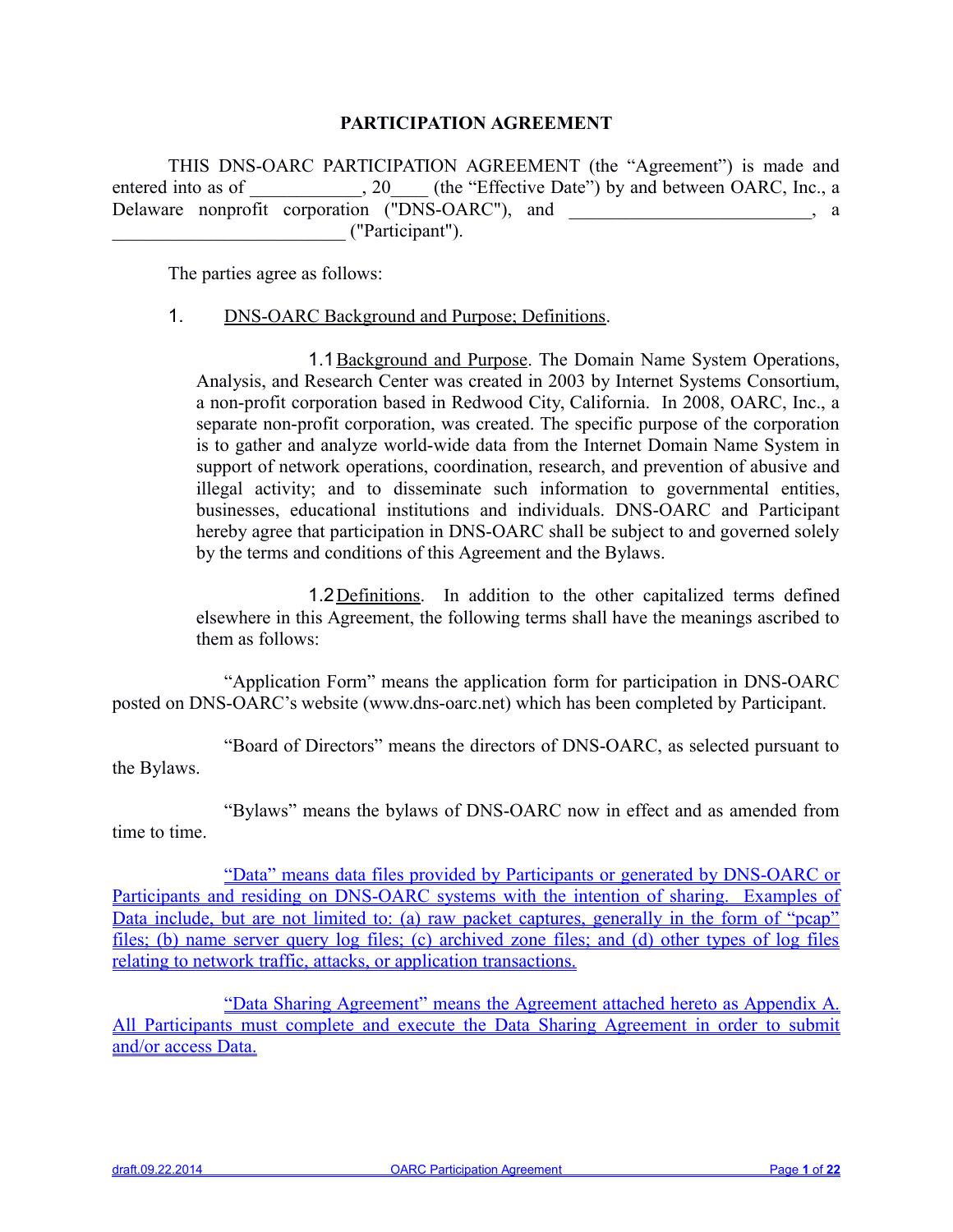**PARTICIPATION AGREEMENT**

THIS DNS-OARC PARTICIPATION AGREEMENT (the "Agreement") is made and entered into as of ____________, 20____ (the "Effective Date") by and between OARC, Inc., a Delaware nonprofit corporation ("DNS-OARC"), and _________________________, a _________________________ ("Participant").

The parties agree as follows:

1. DNS-OARC Background and Purpose; Definitions.

1.1 Background and Purpose. The Domain Name System Operations, Analysis, and Research Center was created in 2003 by Internet Systems Consortium, a non-profit corporation based in Redwood City, California. In 2008, OARC, Inc., a separate non-profit corporation, was created. The specific purpose of the corporation is to gather and analyze world-wide data from the Internet Domain Name System in support of network operations, coordination, research, and prevention of abusive and illegal activity; and to disseminate such information to governmental entities, businesses, educational institutions and individuals. DNS-OARC and Participant hereby agree that participation in DNS-OARC shall be subject to and governed solely by the terms and conditions of this Agreement and the Bylaws.

1.2 Definitions. In addition to the other capitalized terms defined elsewhere in this Agreement, the following terms shall have the meanings ascribed to them as follows:

"Application Form" means the application form for participation in DNS-OARC posted on DNS-OARC's website (www.dns-oarc.net) which has been completed by Participant.

"Board of Directors" means the directors of DNS-OARC, as selected pursuant to the Bylaws.

"Bylaws" means the bylaws of DNS-OARC now in effect and as amended from time to time.

"Data" means data files provided by Participants or generated by DNS-OARC or Participants and residing on DNS-OARC systems with the intention of sharing. Examples of Data include, but are not limited to: (a) raw packet captures, generally in the form of "pcap" files; (b) name server query log files; (c) archived zone files; and (d) other types of log files relating to network traffic, attacks, or application transactions.

"Data Sharing Agreement" means the Agreement attached hereto as Appendix A. All Participants must complete and execute the Data Sharing Agreement in order to submit and/or access Data.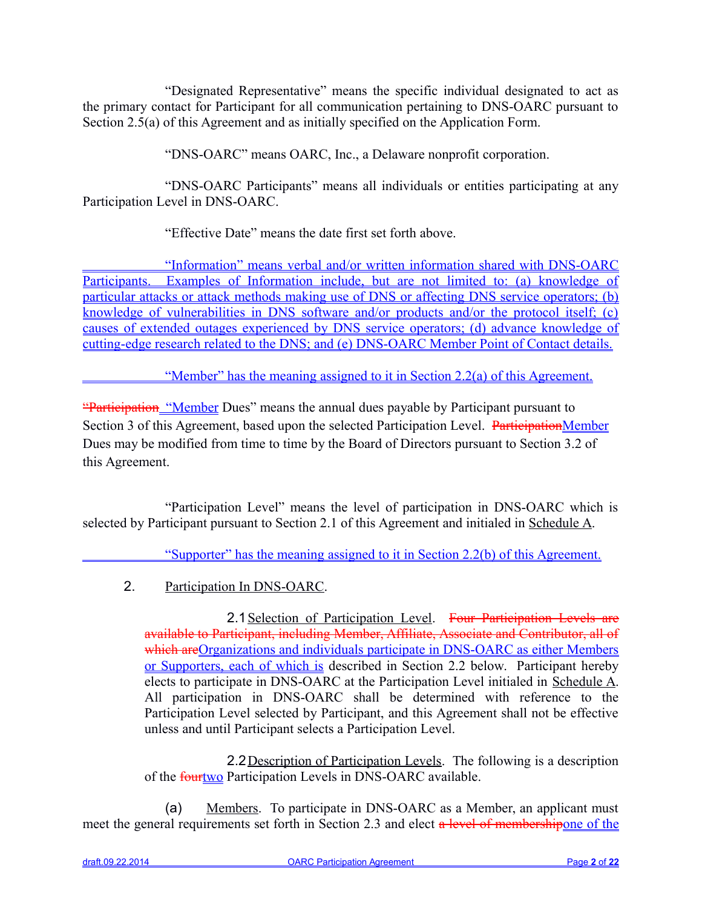"Designated Representative" means the specific individual designated to act as the primary contact for Participant for all communication pertaining to DNS-OARC pursuant to Section 2.5(a) of this Agreement and as initially specified on the Application Form.

"DNS-OARC" means OARC, Inc., a Delaware nonprofit corporation.

"DNS-OARC Participants" means all individuals or entities participating at any Participation Level in DNS-OARC.

"Effective Date" means the date first set forth above.

"Information" means verbal and/or written information shared with DNS-OARC Participants. Examples of Information include, but are not limited to: (a) knowledge of particular attacks or attack methods making use of DNS or affecting DNS service operators; (b) knowledge of vulnerabilities in DNS software and/or products and/or the protocol itself; (c) causes of extended outages experienced by DNS service operators; (d) advance knowledge of cutting-edge research related to the DNS; and (e) DNS-OARC Member Point of Contact details.

"Member" has the meaning assigned to it in Section 2.2(a) of this Agreement.

~~"Participation~~ "Member Dues" means the annual dues payable by Participant pursuant to Section 3 of this Agreement, based upon the selected Participation Level. ~~Participation~~Member Dues may be modified from time to time by the Board of Directors pursuant to Section 3.2 of this Agreement.

"Participation Level" means the level of participation in DNS-OARC which is selected by Participant pursuant to Section 2.1 of this Agreement and initialed in Schedule A.

"Supporter" has the meaning assigned to it in Section 2.2(b) of this Agreement.

2. Participation In DNS-OARC.

2.1 Selection of Participation Level. ~~Four Participation Levels are available to Participant, including Member, Affiliate, Associate and Contributor, all of which are~~Organizations and individuals participate in DNS-OARC as either Members or Supporters, each of which is described in Section 2.2 below. Participant hereby elects to participate in DNS-OARC at the Participation Level initialed in Schedule A. All participation in DNS-OARC shall be determined with reference to the Participation Level selected by Participant, and this Agreement shall not be effective unless and until Participant selects a Participation Level.

2.2 Description of Participation Levels. The following is a description of the ~~four~~two Participation Levels in DNS-OARC available.

(a) Members. To participate in DNS-OARC as a Member, an applicant must meet the general requirements set forth in Section 2.3 and elect ~~a level of membership~~one of the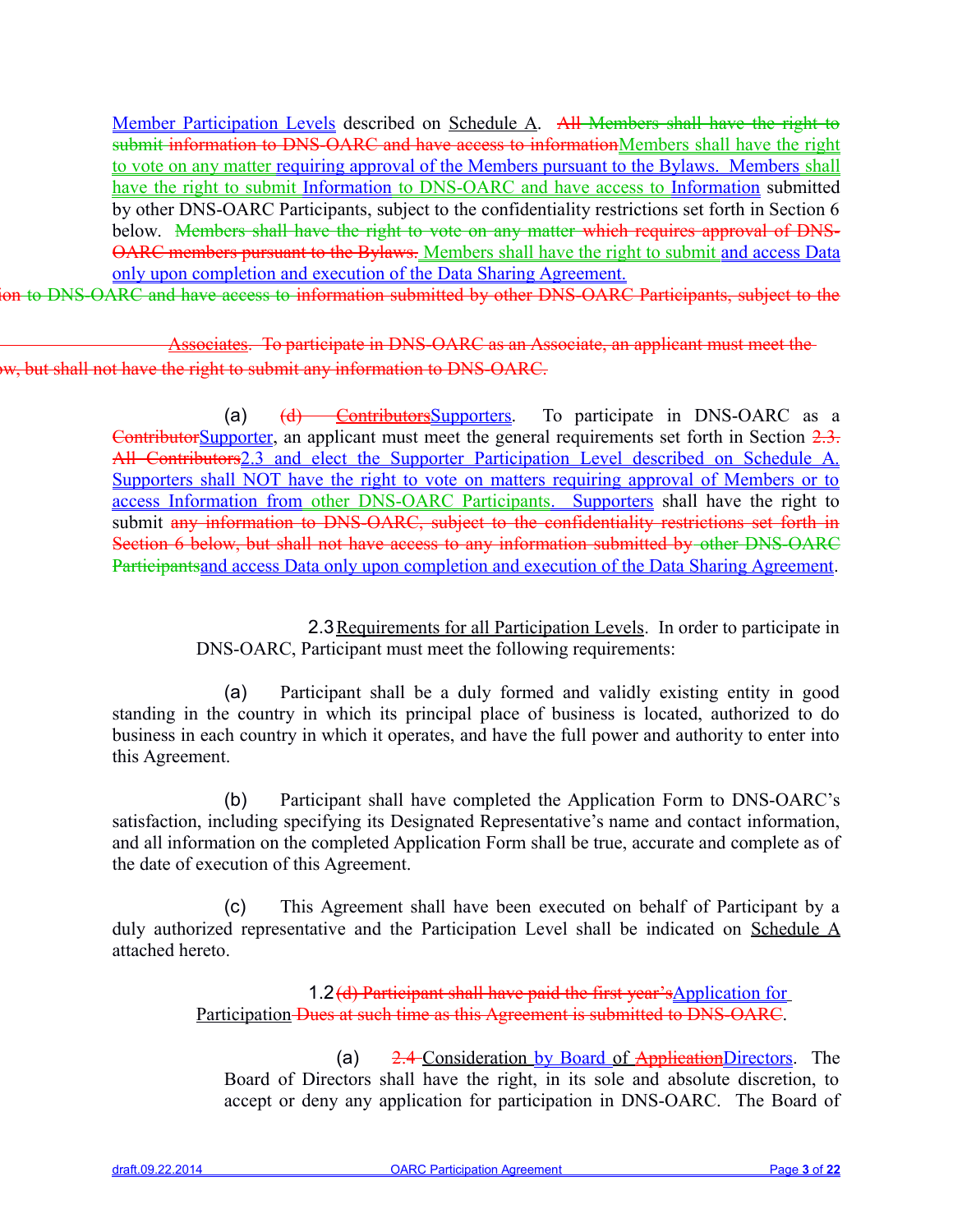Member Participation Levels described on Schedule A. All Members shall have the right to submit information to DNS-OARC and have access to informationMembers shall have the right to vote on any matter requiring approval of the Members pursuant to the Bylaws. Members shall have the right to submit Information to DNS-OARC and have access to Information submitted by other DNS-OARC Participants, subject to the confidentiality restrictions set forth in Section 6 below. Members shall have the right to vote on any matter which requires approval of DNS-OARC members pursuant to the Bylaws. Members shall have the right to submit and access Data only upon completion and execution of the Data Sharing Agreement.

ion to DNS-OARC and have access to information submitted by other DNS-OARC Participants, subject to the

Associates. To participate in DNS-OARC as an Associate, an applicant must meet the

w, but shall not have the right to submit any information to DNS-OARC.

(a) (d) ContributorsSupporters. To participate in DNS-OARC as a ContributorSupporter, an applicant must meet the general requirements set forth in Section 2.3. All Contributors2.3 and elect the Supporter Participation Level described on Schedule A. Supporters shall NOT have the right to vote on matters requiring approval of Members or to access Information from other DNS-OARC Participants. Supporters shall have the right to submit any information to DNS-OARC, subject to the confidentiality restrictions set forth in Section 6 below, but shall not have access to any information submitted by other DNS-OARC Participantsand access Data only upon completion and execution of the Data Sharing Agreement.

2.3 Requirements for all Participation Levels. In order to participate in DNS-OARC, Participant must meet the following requirements:

(a) Participant shall be a duly formed and validly existing entity in good standing in the country in which its principal place of business is located, authorized to do business in each country in which it operates, and have the full power and authority to enter into this Agreement.

(b) Participant shall have completed the Application Form to DNS-OARC's satisfaction, including specifying its Designated Representative's name and contact information, and all information on the completed Application Form shall be true, accurate and complete as of the date of execution of this Agreement.

(c) This Agreement shall have been executed on behalf of Participant by a duly authorized representative and the Participation Level shall be indicated on Schedule A attached hereto.

1.2 (d) Participant shall have paid the first year'sApplication for Participation Dues at such time as this Agreement is submitted to DNS-OARC.

(a) 2.4 Consideration by Board of ApplicationDirectors. The Board of Directors shall have the right, in its sole and absolute discretion, to accept or deny any application for participation in DNS-OARC. The Board of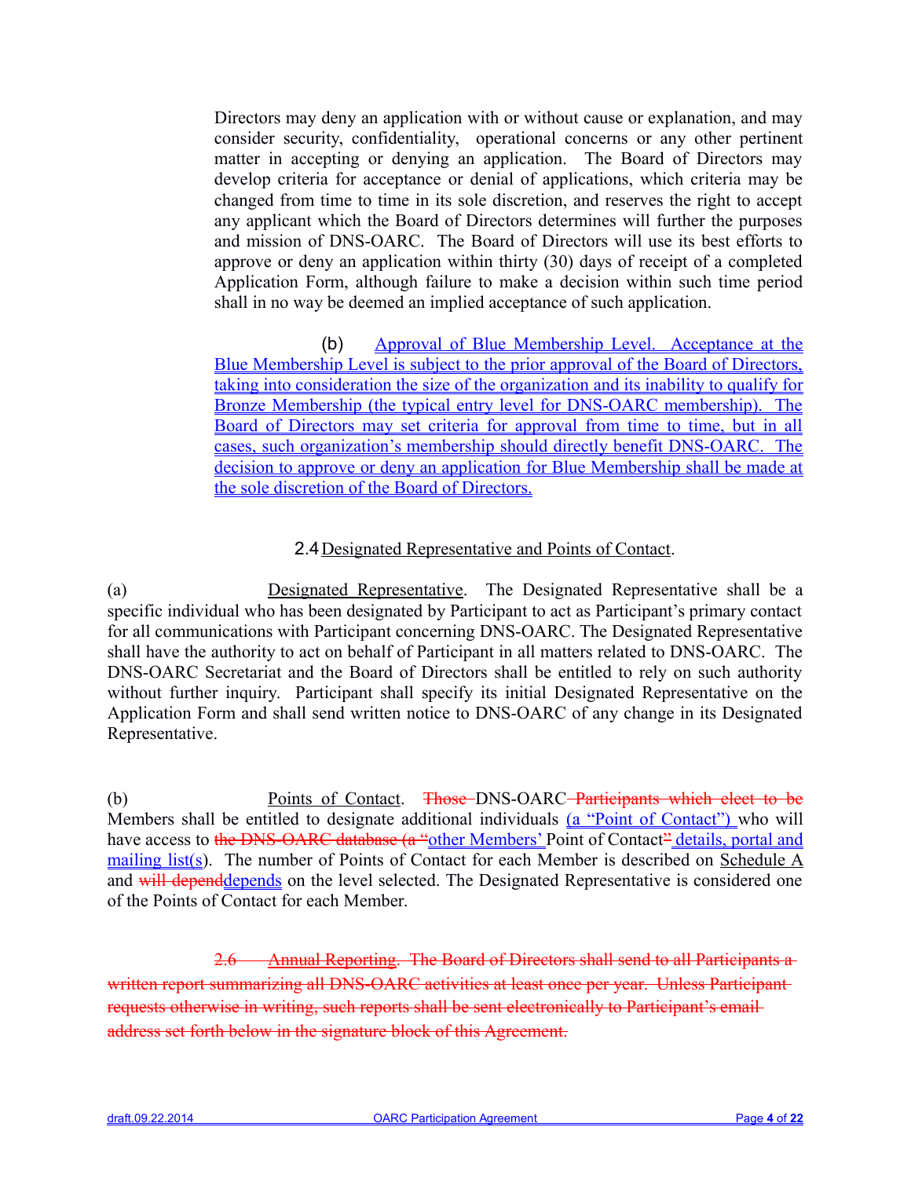Directors may deny an application with or without cause or explanation, and may consider security, confidentiality, operational concerns or any other pertinent matter in accepting or denying an application. The Board of Directors may develop criteria for acceptance or denial of applications, which criteria may be changed from time to time in its sole discretion, and reserves the right to accept any applicant which the Board of Directors determines will further the purposes and mission of DNS-OARC. The Board of Directors will use its best efforts to approve or deny an application within thirty (30) days of receipt of a completed Application Form, although failure to make a decision within such time period shall in no way be deemed an implied acceptance of such application.

(b) Approval of Blue Membership Level. Acceptance at the Blue Membership Level is subject to the prior approval of the Board of Directors, taking into consideration the size of the organization and its inability to qualify for Bronze Membership (the typical entry level for DNS-OARC membership). The Board of Directors may set criteria for approval from time to time, but in all cases, such organization's membership should directly benefit DNS-OARC. The decision to approve or deny an application for Blue Membership shall be made at the sole discretion of the Board of Directors.

## 2.4 Designated Representative and Points of Contact.

(a) Designated Representative. The Designated Representative shall be a specific individual who has been designated by Participant to act as Participant's primary contact for all communications with Participant concerning DNS-OARC. The Designated Representative shall have the authority to act on behalf of Participant in all matters related to DNS-OARC. The DNS-OARC Secretariat and the Board of Directors shall be entitled to rely on such authority without further inquiry. Participant shall specify its initial Designated Representative on the Application Form and shall send written notice to DNS-OARC of any change in its Designated Representative.

(b) Points of Contact. ~~Those~~ DNS-OARC ~~Participants which elect to be~~ Members shall be entitled to designate additional individuals (a "Point of Contact") who will have access to ~~the DNS-OARC database (a "~~other Members' Point of Contact~~"~~ details, portal and mailing list(s)). The number of Points of Contact for each Member is described on Schedule A and ~~will depend~~depends on the level selected. The Designated Representative is considered one of the Points of Contact for each Member.

~~2.6 Annual Reporting. The Board of Directors shall send to all Participants a written report summarizing all DNS-OARC activities at least once per year. Unless Participant requests otherwise in writing, such reports shall be sent electronically to Participant's email address set forth below in the signature block of this Agreement.~~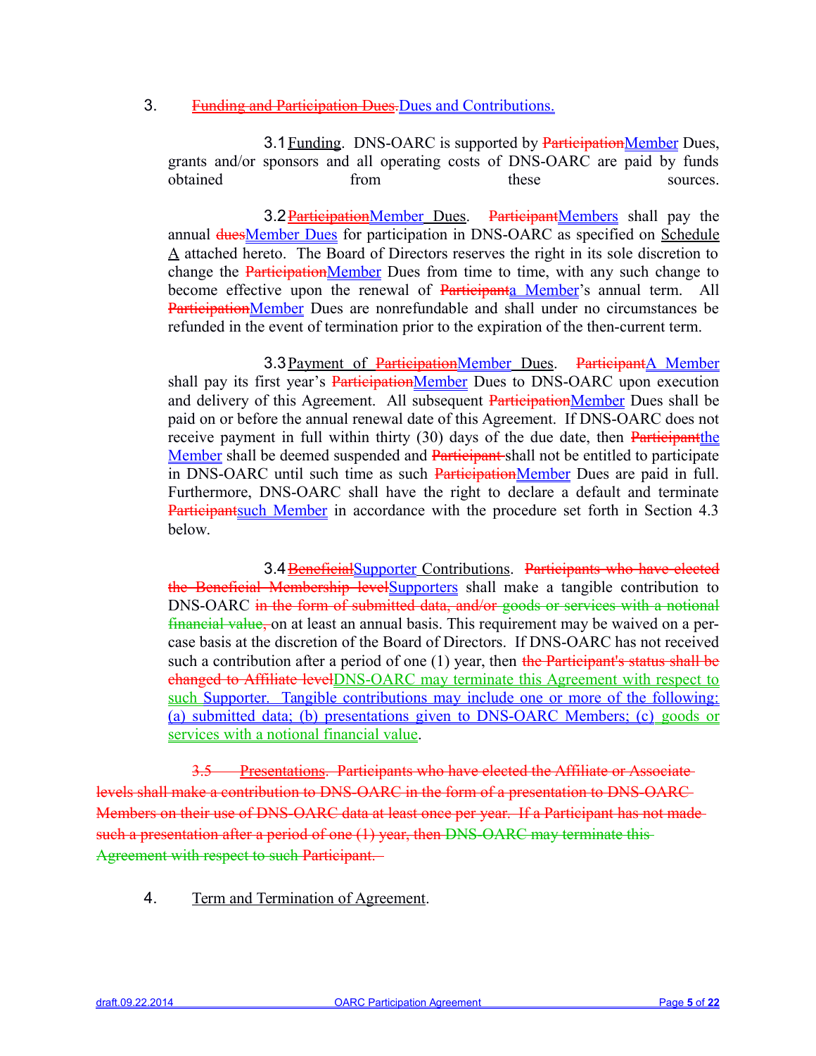3. ~~Funding and Participation Dues.~~ Dues and Contributions.

3.1 Funding. DNS-OARC is supported by ~~Participation~~Member Dues, grants and/or sponsors and all operating costs of DNS-OARC are paid by funds obtained from these sources.

3.2 ~~Participation~~Member Dues. ~~Participant~~Members shall pay the annual ~~dues~~Member Dues for participation in DNS-OARC as specified on Schedule A attached hereto. The Board of Directors reserves the right in its sole discretion to change the ~~Participation~~Member Dues from time to time, with any such change to become effective upon the renewal of ~~Participant~~a Member's annual term. All ~~Participation~~Member Dues are nonrefundable and shall under no circumstances be refunded in the event of termination prior to the expiration of the then-current term.

3.3 Payment of ~~Participation~~Member Dues. ~~Participant~~A Member shall pay its first year's ~~Participation~~Member Dues to DNS-OARC upon execution and delivery of this Agreement. All subsequent ~~Participation~~Member Dues shall be paid on or before the annual renewal date of this Agreement. If DNS-OARC does not receive payment in full within thirty (30) days of the due date, then ~~Participant~~the Member shall be deemed suspended and ~~Participant~~ shall not be entitled to participate in DNS-OARC until such time as such ~~Participation~~Member Dues are paid in full. Furthermore, DNS-OARC shall have the right to declare a default and terminate ~~Participant~~such Member in accordance with the procedure set forth in Section 4.3 below.

3.4 ~~Beneficial~~Supporter Contributions. ~~Participants who have elected the Beneficial Membership level~~Supporters shall make a tangible contribution to DNS-OARC ~~in the form of submitted data, and/or goods or services with a notional financial value,~~ on at least an annual basis. This requirement may be waived on a per-case basis at the discretion of the Board of Directors. If DNS-OARC has not received such a contribution after a period of one (1) year, then ~~the Participant's status shall be changed to Affiliate level~~DNS-OARC may terminate this Agreement with respect to such Supporter. Tangible contributions may include one or more of the following: (a) submitted data; (b) presentations given to DNS-OARC Members; (c) goods or services with a notional financial value.

~~3.5 Presentations. Participants who have elected the Affiliate or Associate levels shall make a contribution to DNS-OARC in the form of a presentation to DNS-OARC Members on their use of DNS-OARC data at least once per year. If a Participant has not made such a presentation after a period of one (1) year, then DNS-OARC may terminate this Agreement with respect to such Participant.~~

4. Term and Termination of Agreement.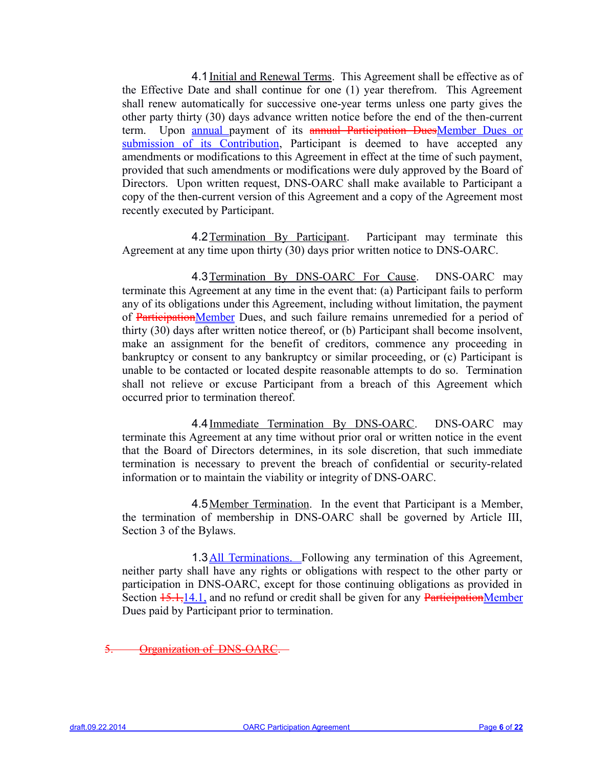4.1 Initial and Renewal Terms. This Agreement shall be effective as of the Effective Date and shall continue for one (1) year therefrom. This Agreement shall renew automatically for successive one-year terms unless one party gives the other party thirty (30) days advance written notice before the end of the then-current term. Upon annual payment of its ~~annual Participation Dues~~Member Dues or submission of its Contribution, Participant is deemed to have accepted any amendments or modifications to this Agreement in effect at the time of such payment, provided that such amendments or modifications were duly approved by the Board of Directors. Upon written request, DNS-OARC shall make available to Participant a copy of the then-current version of this Agreement and a copy of the Agreement most recently executed by Participant.

4.2 Termination By Participant. Participant may terminate this Agreement at any time upon thirty (30) days prior written notice to DNS-OARC.

4.3 Termination By DNS-OARC For Cause. DNS-OARC may terminate this Agreement at any time in the event that: (a) Participant fails to perform any of its obligations under this Agreement, including without limitation, the payment of ~~Participation~~Member Dues, and such failure remains unremedied for a period of thirty (30) days after written notice thereof, or (b) Participant shall become insolvent, make an assignment for the benefit of creditors, commence any proceeding in bankruptcy or consent to any bankruptcy or similar proceeding, or (c) Participant is unable to be contacted or located despite reasonable attempts to do so. Termination shall not relieve or excuse Participant from a breach of this Agreement which occurred prior to termination thereof.

4.4 Immediate Termination By DNS-OARC. DNS-OARC may terminate this Agreement at any time without prior oral or written notice in the event that the Board of Directors determines, in its sole discretion, that such immediate termination is necessary to prevent the breach of confidential or security-related information or to maintain the viability or integrity of DNS-OARC.

4.5 Member Termination. In the event that Participant is a Member, the termination of membership in DNS-OARC shall be governed by Article III, Section 3 of the Bylaws.

1.3 All Terminations. Following any termination of this Agreement, neither party shall have any rights or obligations with respect to the other party or participation in DNS-OARC, except for those continuing obligations as provided in Section ~~15.1,~~14.1, and no refund or credit shall be given for any ~~Participation~~Member Dues paid by Participant prior to termination.

~~5. Organization of DNS-OARC.~~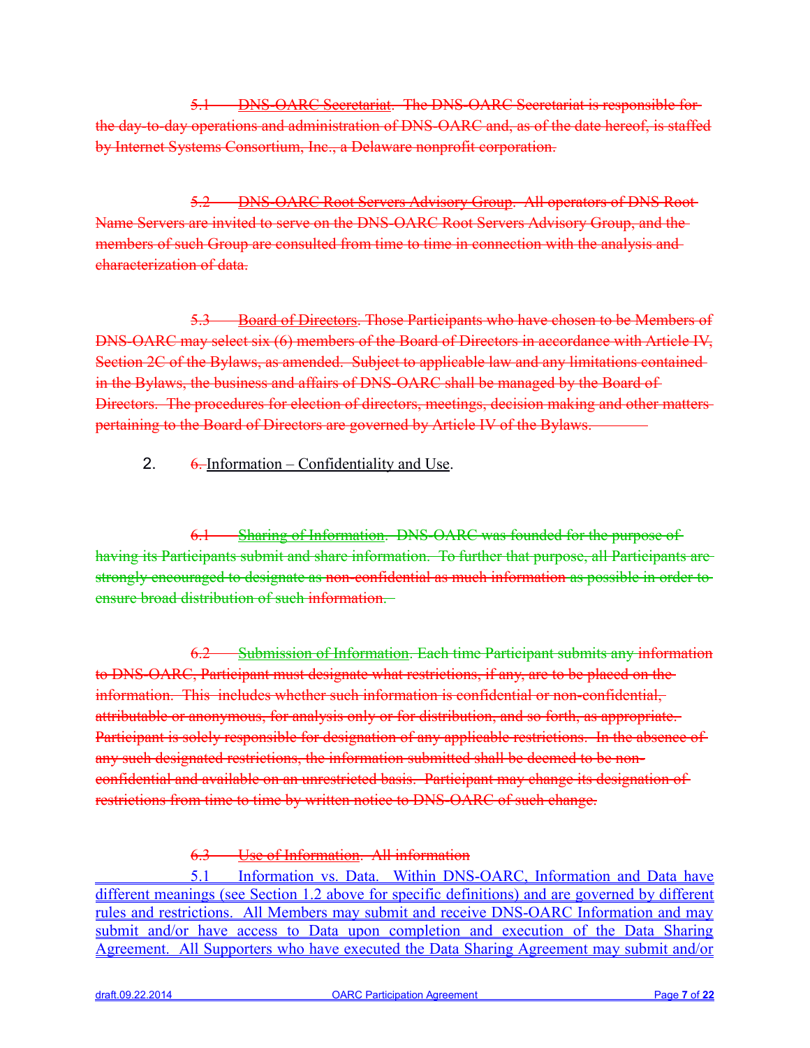5.1 DNS-OARC Secretariat. The DNS-OARC Secretariat is responsible for the day-to-day operations and administration of DNS-OARC and, as of the date hereof, is staffed by Internet Systems Consortium, Inc., a Delaware nonprofit corporation.

5.2 DNS-OARC Root Servers Advisory Group. All operators of DNS Root Name Servers are invited to serve on the DNS-OARC Root Servers Advisory Group, and the members of such Group are consulted from time to time in connection with the analysis and characterization of data.

5.3 Board of Directors. Those Participants who have chosen to be Members of DNS-OARC may select six (6) members of the Board of Directors in accordance with Article IV, Section 2C of the Bylaws, as amended. Subject to applicable law and any limitations contained in the Bylaws, the business and affairs of DNS-OARC shall be managed by the Board of Directors. The procedures for election of directors, meetings, decision making and other matters pertaining to the Board of Directors are governed by Article IV of the Bylaws.

2. 6. Information – Confidentiality and Use.

6.1 Sharing of Information. DNS-OARC was founded for the purpose of having its Participants submit and share information. To further that purpose, all Participants are strongly encouraged to designate as non-confidential as much information as possible in order to ensure broad distribution of such information.

6.2 Submission of Information. Each time Participant submits any information to DNS-OARC, Participant must designate what restrictions, if any, are to be placed on the information. This includes whether such information is confidential or non-confidential, attributable or anonymous, for analysis only or for distribution, and so forth, as appropriate. Participant is solely responsible for designation of any applicable restrictions. In the absence of any such designated restrictions, the information submitted shall be deemed to be non-confidential and available on an unrestricted basis. Participant may change its designation of restrictions from time to time by written notice to DNS-OARC of such change.

6.3 Use of Information. All information

5.1 Information vs. Data. Within DNS-OARC, Information and Data have different meanings (see Section 1.2 above for specific definitions) and are governed by different rules and restrictions. All Members may submit and receive DNS-OARC Information and may submit and/or have access to Data upon completion and execution of the Data Sharing Agreement. All Supporters who have executed the Data Sharing Agreement may submit and/or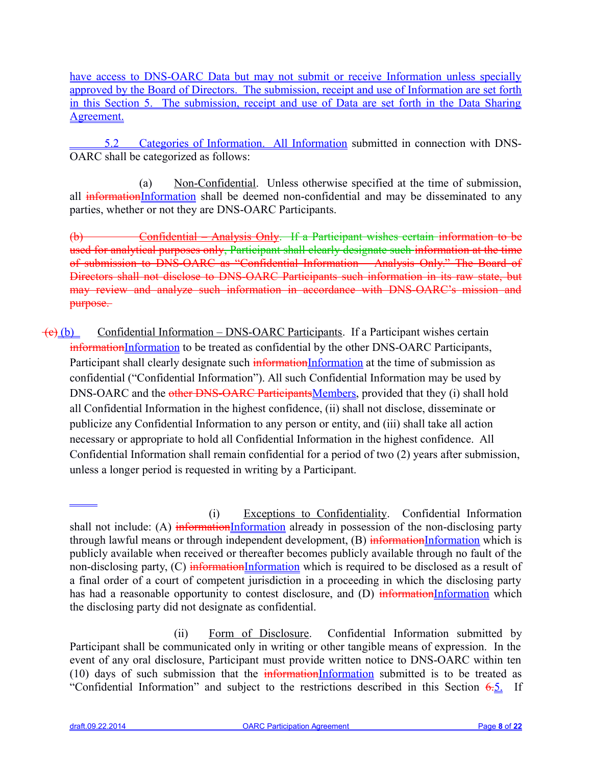have access to DNS-OARC Data but may not submit or receive Information unless specially approved by the Board of Directors. The submission, receipt and use of Information are set forth in this Section 5. The submission, receipt and use of Data are set forth in the Data Sharing Agreement.

5.2 Categories of Information. All Information submitted in connection with DNS-OARC shall be categorized as follows:

(a) Non-Confidential. Unless otherwise specified at the time of submission, all ~~information~~Information shall be deemed non-confidential and may be disseminated to any parties, whether or not they are DNS-OARC Participants.

~~(b) Confidential – Analysis Only. If a Participant wishes certain information to be used for analytical purposes only, Participant shall clearly designate such information at the time of submission to DNS-OARC as "Confidential Information – Analysis Only." The Board of Directors shall not disclose to DNS-OARC Participants such information in its raw state, but may review and analyze such information in accordance with DNS-OARC's mission and purpose.~~

~~(c)~~ (b) Confidential Information – DNS-OARC Participants. If a Participant wishes certain ~~information~~Information to be treated as confidential by the other DNS-OARC Participants, Participant shall clearly designate such ~~information~~Information at the time of submission as confidential ("Confidential Information"). All such Confidential Information may be used by DNS-OARC and the ~~other DNS-OARC Participants~~Members, provided that they (i) shall hold all Confidential Information in the highest confidence, (ii) shall not disclose, disseminate or publicize any Confidential Information to any person or entity, and (iii) shall take all action necessary or appropriate to hold all Confidential Information in the highest confidence. All Confidential Information shall remain confidential for a period of two (2) years after submission, unless a longer period is requested in writing by a Participant.

(i) Exceptions to Confidentiality. Confidential Information shall not include: (A) ~~information~~Information already in possession of the non-disclosing party through lawful means or through independent development, (B) ~~information~~Information which is publicly available when received or thereafter becomes publicly available through no fault of the non-disclosing party, (C) ~~information~~Information which is required to be disclosed as a result of a final order of a court of competent jurisdiction in a proceeding in which the disclosing party has had a reasonable opportunity to contest disclosure, and (D) ~~information~~Information which the disclosing party did not designate as confidential.

(ii) Form of Disclosure. Confidential Information submitted by Participant shall be communicated only in writing or other tangible means of expression. In the event of any oral disclosure, Participant must provide written notice to DNS-OARC within ten (10) days of such submission that the ~~information~~Information submitted is to be treated as "Confidential Information" and subject to the restrictions described in this Section ~~6.~~5. If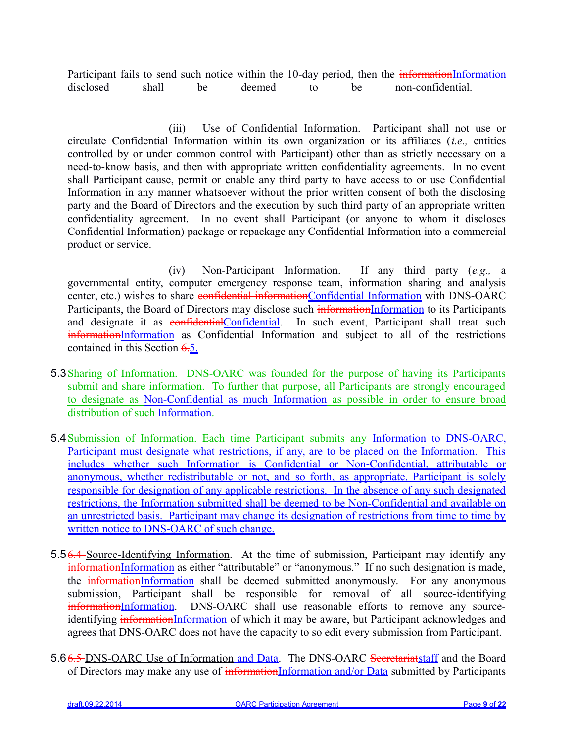Participant fails to send such notice within the 10-day period, then the ~~information~~Information disclosed shall be deemed to be non-confidential.

(iii) Use of Confidential Information. Participant shall not use or circulate Confidential Information within its own organization or its affiliates (*i.e.,* entities controlled by or under common control with Participant) other than as strictly necessary on a need-to-know basis, and then with appropriate written confidentiality agreements. In no event shall Participant cause, permit or enable any third party to have access to or use Confidential Information in any manner whatsoever without the prior written consent of both the disclosing party and the Board of Directors and the execution by such third party of an appropriate written confidentiality agreement. In no event shall Participant (or anyone to whom it discloses Confidential Information) package or repackage any Confidential Information into a commercial product or service.

(iv) Non-Participant Information. If any third party (*e.g.,* a governmental entity, computer emergency response team, information sharing and analysis center, etc.) wishes to share ~~confidential information~~Confidential Information with DNS-OARC Participants, the Board of Directors may disclose such ~~information~~Information to its Participants and designate it as ~~confidential~~Confidential. In such event, Participant shall treat such ~~information~~Information as Confidential Information and subject to all of the restrictions contained in this Section ~~6.~~5.

5.3 Sharing of Information. DNS-OARC was founded for the purpose of having its Participants submit and share information. To further that purpose, all Participants are strongly encouraged to designate as Non-Confidential as much Information as possible in order to ensure broad distribution of such Information.

5.4 Submission of Information. Each time Participant submits any Information to DNS-OARC, Participant must designate what restrictions, if any, are to be placed on the Information. This includes whether such Information is Confidential or Non-Confidential, attributable or anonymous, whether redistributable or not, and so forth, as appropriate. Participant is solely responsible for designation of any applicable restrictions. In the absence of any such designated restrictions, the Information submitted shall be deemed to be Non-Confidential and available on an unrestricted basis. Participant may change its designation of restrictions from time to time by written notice to DNS-OARC of such change.

5.5 ~~6.4~~ Source-Identifying Information. At the time of submission, Participant may identify any ~~information~~Information as either "attributable" or "anonymous." If no such designation is made, the ~~information~~Information shall be deemed submitted anonymously. For any anonymous submission, Participant shall be responsible for removal of all source-identifying ~~information~~Information. DNS-OARC shall use reasonable efforts to remove any source-identifying ~~information~~Information of which it may be aware, but Participant acknowledges and agrees that DNS-OARC does not have the capacity to so edit every submission from Participant.

5.6 ~~6.5~~ DNS-OARC Use of Information and Data. The DNS-OARC ~~Secretariat~~staff and the Board of Directors may make any use of ~~information~~Information and/or Data submitted by Participants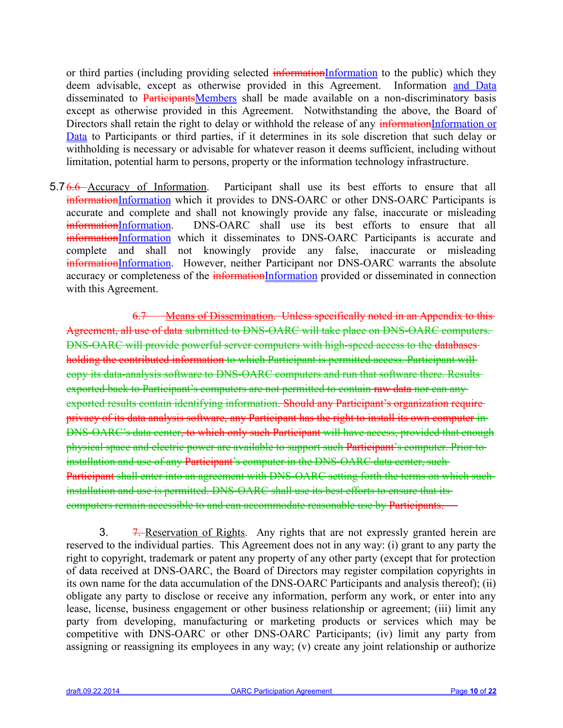or third parties (including providing selected ~~information~~Information to the public) which they deem advisable, except as otherwise provided in this Agreement. Information and Data disseminated to ~~Participants~~Members shall be made available on a non-discriminatory basis except as otherwise provided in this Agreement. Notwithstanding the above, the Board of Directors shall retain the right to delay or withhold the release of any ~~information~~Information or Data to Participants or third parties, if it determines in its sole discretion that such delay or withholding is necessary or advisable for whatever reason it deems sufficient, including without limitation, potential harm to persons, property or the information technology infrastructure.

5.7 ~~6.6~~ Accuracy of Information. Participant shall use its best efforts to ensure that all ~~information~~Information which it provides to DNS-OARC or other DNS-OARC Participants is accurate and complete and shall not knowingly provide any false, inaccurate or misleading ~~information~~Information. DNS-OARC shall use its best efforts to ensure that all ~~information~~Information which it disseminates to DNS-OARC Participants is accurate and complete and shall not knowingly provide any false, inaccurate or misleading ~~information~~Information. However, neither Participant nor DNS-OARC warrants the absolute accuracy or completeness of the ~~information~~Information provided or disseminated in connection with this Agreement.

~~6.7 Means of Dissemination. Unless specifically noted in an Appendix to this Agreement, all use of data submitted to DNS-OARC will take place on DNS-OARC computers. DNS-OARC will provide powerful server computers with high-speed access to the databases holding the contributed information to which Participant is permitted access. Participant will copy its data-analysis software to DNS-OARC computers and run that software there. Results exported back to Participant's computers are not permitted to contain raw data nor can any exported results contain identifying information. Should any Participant's organization require privacy of its data analysis software, any Participant has the right to install its own computer in DNS-OARC's data center, to which only such Participant will have access, provided that enough physical space and electric power are available to support such Participant's computer. Prior to installation and use of any Participant's computer in the DNS-OARC data center, such Participant shall enter into an agreement with DNS-OARC setting forth the terms on which such installation and use is permitted. DNS-OARC shall use its best efforts to ensure that its computers remain accessible to and can accommodate reasonable use by Participants.~~

3. ~~7.~~ Reservation of Rights. Any rights that are not expressly granted herein are reserved to the individual parties. This Agreement does not in any way: (i) grant to any party the right to copyright, trademark or patent any property of any other party (except that for protection of data received at DNS-OARC, the Board of Directors may register compilation copyrights in its own name for the data accumulation of the DNS-OARC Participants and analysis thereof); (ii) obligate any party to disclose or receive any information, perform any work, or enter into any lease, license, business engagement or other business relationship or agreement; (iii) limit any party from developing, manufacturing or marketing products or services which may be competitive with DNS-OARC or other DNS-OARC Participants; (iv) limit any party from assigning or reassigning its employees in any way; (v) create any joint relationship or authorize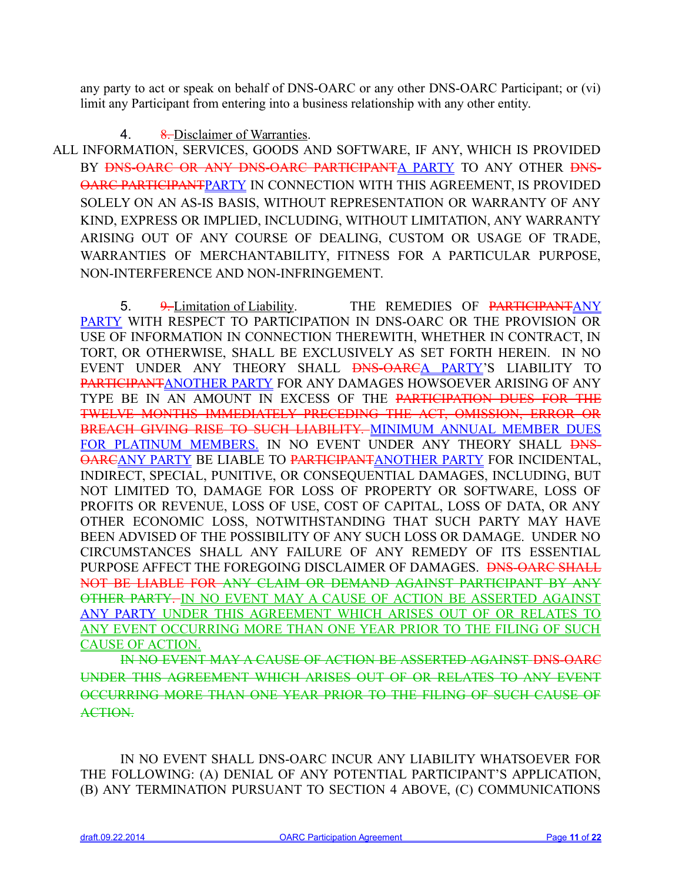any party to act or speak on behalf of DNS-OARC or any other DNS-OARC Participant; or (vi) limit any Participant from entering into a business relationship with any other entity.

4. ~~8.~~ Disclaimer of Warranties.

ALL INFORMATION, SERVICES, GOODS AND SOFTWARE, IF ANY, WHICH IS PROVIDED BY ~~DNS-OARC OR ANY DNS-OARC PARTICIPANT~~A PARTY TO ANY OTHER ~~DNS-OARC PARTICIPANT~~PARTY IN CONNECTION WITH THIS AGREEMENT, IS PROVIDED SOLELY ON AN AS-IS BASIS, WITHOUT REPRESENTATION OR WARRANTY OF ANY KIND, EXPRESS OR IMPLIED, INCLUDING, WITHOUT LIMITATION, ANY WARRANTY ARISING OUT OF ANY COURSE OF DEALING, CUSTOM OR USAGE OF TRADE, WARRANTIES OF MERCHANTABILITY, FITNESS FOR A PARTICULAR PURPOSE, NON-INTERFERENCE AND NON-INFRINGEMENT.

5. ~~9.~~ Limitation of Liability. THE REMEDIES OF ~~PARTICIPANT~~ANY PARTY WITH RESPECT TO PARTICIPATION IN DNS-OARC OR THE PROVISION OR USE OF INFORMATION IN CONNECTION THEREWITH, WHETHER IN CONTRACT, IN TORT, OR OTHERWISE, SHALL BE EXCLUSIVELY AS SET FORTH HEREIN. IN NO EVENT UNDER ANY THEORY SHALL ~~DNS-OARC~~A PARTY'S LIABILITY TO ~~PARTICIPANT~~ANOTHER PARTY FOR ANY DAMAGES HOWSOEVER ARISING OF ANY TYPE BE IN AN AMOUNT IN EXCESS OF THE ~~PARTICIPATION DUES FOR THE TWELVE MONTHS IMMEDIATELY PRECEDING THE ACT, OMISSION, ERROR OR BREACH GIVING RISE TO SUCH LIABILITY.~~ MINIMUM ANNUAL MEMBER DUES FOR PLATINUM MEMBERS. IN NO EVENT UNDER ANY THEORY SHALL ~~DNS-OARC~~ANY PARTY BE LIABLE TO ~~PARTICIPANT~~ANOTHER PARTY FOR INCIDENTAL, INDIRECT, SPECIAL, PUNITIVE, OR CONSEQUENTIAL DAMAGES, INCLUDING, BUT NOT LIMITED TO, DAMAGE FOR LOSS OF PROPERTY OR SOFTWARE, LOSS OF PROFITS OR REVENUE, LOSS OF USE, COST OF CAPITAL, LOSS OF DATA, OR ANY OTHER ECONOMIC LOSS, NOTWITHSTANDING THAT SUCH PARTY MAY HAVE BEEN ADVISED OF THE POSSIBILITY OF ANY SUCH LOSS OR DAMAGE. UNDER NO CIRCUMSTANCES SHALL ANY FAILURE OF ANY REMEDY OF ITS ESSENTIAL PURPOSE AFFECT THE FOREGOING DISCLAIMER OF DAMAGES. ~~DNS-OARC SHALL NOT BE LIABLE FOR ANY CLAIM OR DEMAND AGAINST PARTICIPANT BY ANY OTHER PARTY.~~ IN NO EVENT MAY A CAUSE OF ACTION BE ASSERTED AGAINST ANY PARTY UNDER THIS AGREEMENT WHICH ARISES OUT OF OR RELATES TO ANY EVENT OCCURRING MORE THAN ONE YEAR PRIOR TO THE FILING OF SUCH CAUSE OF ACTION.

~~IN NO EVENT MAY A CAUSE OF ACTION BE ASSERTED AGAINST DNS-OARC UNDER THIS AGREEMENT WHICH ARISES OUT OF OR RELATES TO ANY EVENT OCCURRING MORE THAN ONE YEAR PRIOR TO THE FILING OF SUCH CAUSE OF ACTION.~~

IN NO EVENT SHALL DNS-OARC INCUR ANY LIABILITY WHATSOEVER FOR THE FOLLOWING: (A) DENIAL OF ANY POTENTIAL PARTICIPANT'S APPLICATION, (B) ANY TERMINATION PURSUANT TO SECTION 4 ABOVE, (C) COMMUNICATIONS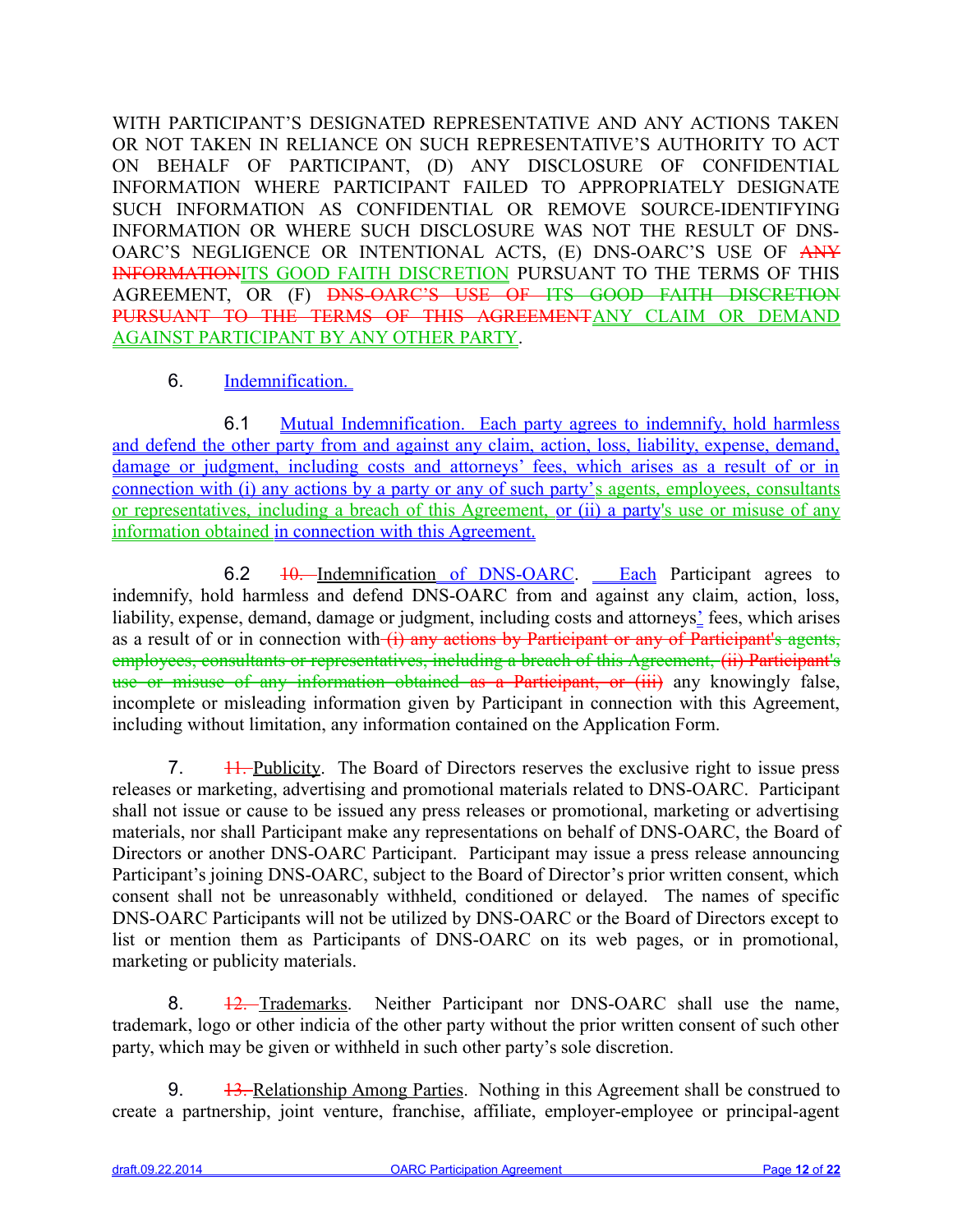WITH PARTICIPANT'S DESIGNATED REPRESENTATIVE AND ANY ACTIONS TAKEN OR NOT TAKEN IN RELIANCE ON SUCH REPRESENTATIVE'S AUTHORITY TO ACT ON BEHALF OF PARTICIPANT, (D) ANY DISCLOSURE OF CONFIDENTIAL INFORMATION WHERE PARTICIPANT FAILED TO APPROPRIATELY DESIGNATE SUCH INFORMATION AS CONFIDENTIAL OR REMOVE SOURCE-IDENTIFYING INFORMATION OR WHERE SUCH DISCLOSURE WAS NOT THE RESULT OF DNS-OARC'S NEGLIGENCE OR INTENTIONAL ACTS, (E) DNS-OARC'S USE OF ~~ANY INFORMATION~~ITS GOOD FAITH DISCRETION PURSUANT TO THE TERMS OF THIS AGREEMENT, OR (F) ~~DNS-OARC'S USE OF ITS GOOD FAITH DISCRETION PURSUANT TO THE TERMS OF THIS AGREEMENT~~ANY CLAIM OR DEMAND AGAINST PARTICIPANT BY ANY OTHER PARTY.

6. Indemnification.

6.1 Mutual Indemnification. Each party agrees to indemnify, hold harmless and defend the other party from and against any claim, action, loss, liability, expense, demand, damage or judgment, including costs and attorneys' fees, which arises as a result of or in connection with (i) any actions by a party or any of such party's agents, employees, consultants or representatives, including a breach of this Agreement, or (ii) a party's use or misuse of any information obtained in connection with this Agreement.

6.2 ~~10.~~ Indemnification of DNS-OARC. Each Participant agrees to indemnify, hold harmless and defend DNS-OARC from and against any claim, action, loss, liability, expense, demand, damage or judgment, including costs and attorneys' fees, which arises as a result of or in connection with ~~(i) any actions by Participant or any of Participant's agents, employees, consultants or representatives, including a breach of this Agreement, (ii) Participant's use or misuse of any information obtained as a Participant, or (iii)~~ any knowingly false, incomplete or misleading information given by Participant in connection with this Agreement, including without limitation, any information contained on the Application Form.

7. ~~11.~~ Publicity. The Board of Directors reserves the exclusive right to issue press releases or marketing, advertising and promotional materials related to DNS-OARC. Participant shall not issue or cause to be issued any press releases or promotional, marketing or advertising materials, nor shall Participant make any representations on behalf of DNS-OARC, the Board of Directors or another DNS-OARC Participant. Participant may issue a press release announcing Participant's joining DNS-OARC, subject to the Board of Director's prior written consent, which consent shall not be unreasonably withheld, conditioned or delayed. The names of specific DNS-OARC Participants will not be utilized by DNS-OARC or the Board of Directors except to list or mention them as Participants of DNS-OARC on its web pages, or in promotional, marketing or publicity materials.

8. ~~12.~~ Trademarks. Neither Participant nor DNS-OARC shall use the name, trademark, logo or other indicia of the other party without the prior written consent of such other party, which may be given or withheld in such other party's sole discretion.

9. ~~13.~~ Relationship Among Parties. Nothing in this Agreement shall be construed to create a partnership, joint venture, franchise, affiliate, employer-employee or principal-agent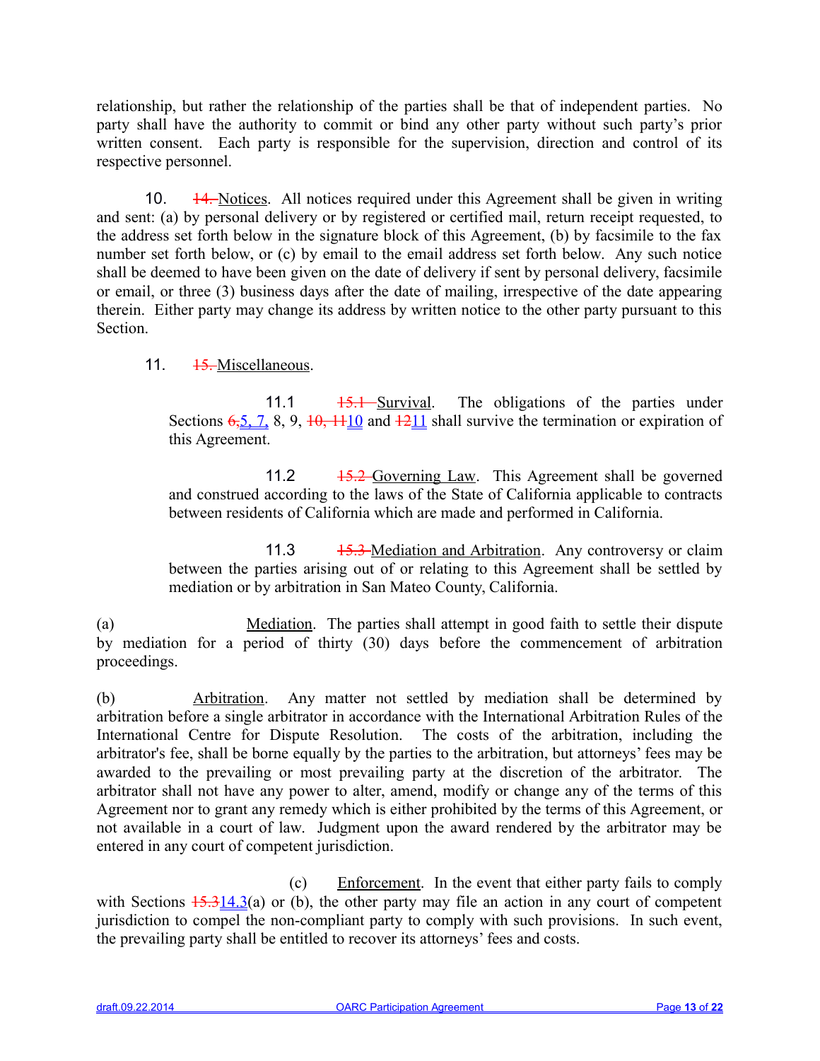relationship, but rather the relationship of the parties shall be that of independent parties. No party shall have the authority to commit or bind any other party without such party's prior written consent. Each party is responsible for the supervision, direction and control of its respective personnel.

10. ~~14.~~ Notices. All notices required under this Agreement shall be given in writing and sent: (a) by personal delivery or by registered or certified mail, return receipt requested, to the address set forth below in the signature block of this Agreement, (b) by facsimile to the fax number set forth below, or (c) by email to the email address set forth below. Any such notice shall be deemed to have been given on the date of delivery if sent by personal delivery, facsimile or email, or three (3) business days after the date of mailing, irrespective of the date appearing therein. Either party may change its address by written notice to the other party pursuant to this Section.

11. ~~15.~~ Miscellaneous.

11.1 ~~15.1~~ Survival. The obligations of the parties under Sections ~~6,~~5, 7, 8, 9, ~~10, 11~~10 and ~~12~~11 shall survive the termination or expiration of this Agreement.

11.2 ~~15.2~~ Governing Law. This Agreement shall be governed and construed according to the laws of the State of California applicable to contracts between residents of California which are made and performed in California.

11.3 ~~15.3~~ Mediation and Arbitration. Any controversy or claim between the parties arising out of or relating to this Agreement shall be settled by mediation or by arbitration in San Mateo County, California.

(a) Mediation. The parties shall attempt in good faith to settle their dispute by mediation for a period of thirty (30) days before the commencement of arbitration proceedings.

(b) Arbitration. Any matter not settled by mediation shall be determined by arbitration before a single arbitrator in accordance with the International Arbitration Rules of the International Centre for Dispute Resolution. The costs of the arbitration, including the arbitrator's fee, shall be borne equally by the parties to the arbitration, but attorneys' fees may be awarded to the prevailing or most prevailing party at the discretion of the arbitrator. The arbitrator shall not have any power to alter, amend, modify or change any of the terms of this Agreement nor to grant any remedy which is either prohibited by the terms of this Agreement, or not available in a court of law. Judgment upon the award rendered by the arbitrator may be entered in any court of competent jurisdiction.

(c) Enforcement. In the event that either party fails to comply with Sections ~~15.3~~14.3(a) or (b), the other party may file an action in any court of competent jurisdiction to compel the non-compliant party to comply with such provisions. In such event, the prevailing party shall be entitled to recover its attorneys' fees and costs.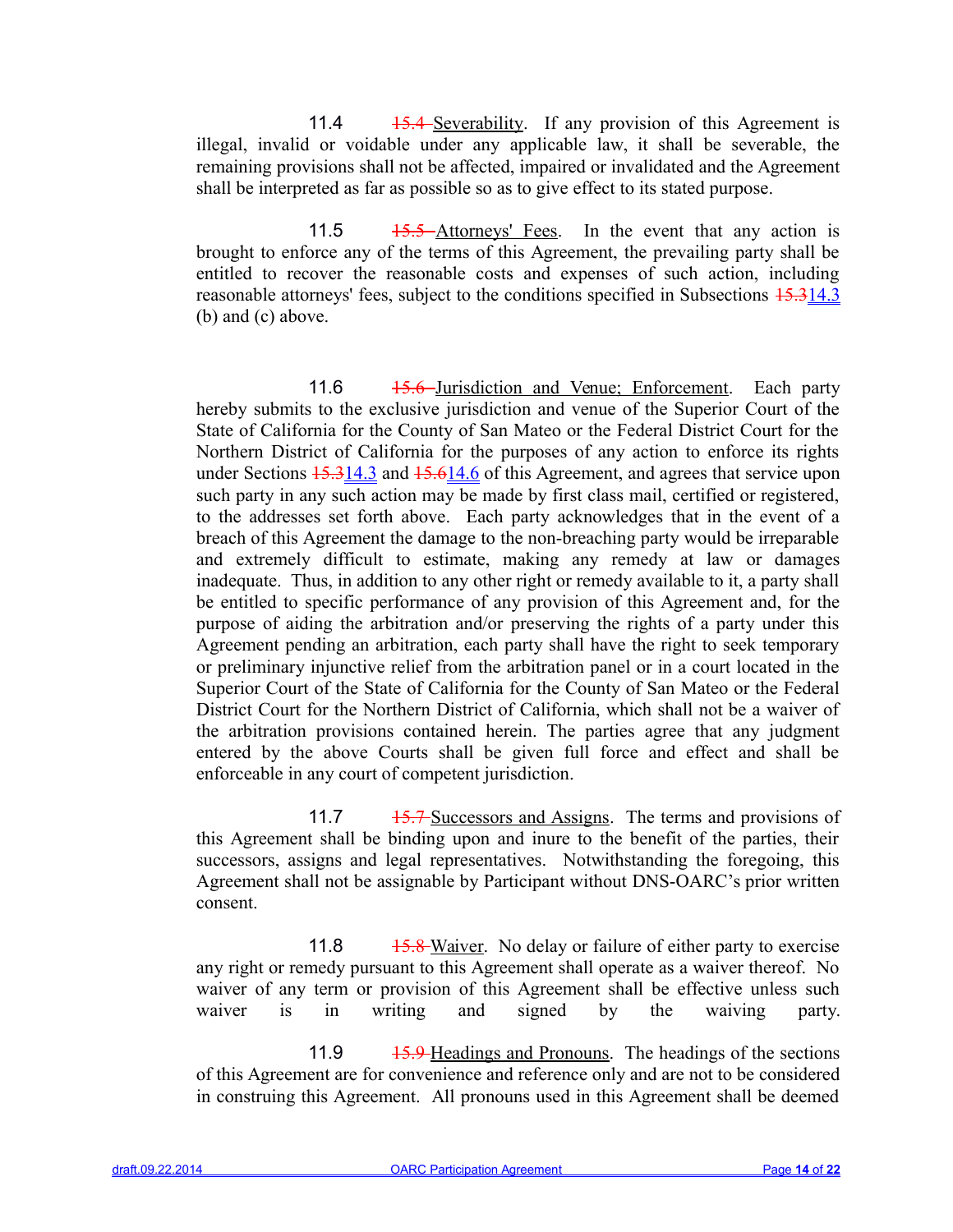11.4 ~~15.4~~ Severability. If any provision of this Agreement is illegal, invalid or voidable under any applicable law, it shall be severable, the remaining provisions shall not be affected, impaired or invalidated and the Agreement shall be interpreted as far as possible so as to give effect to its stated purpose.

11.5 ~~15.5~~ Attorneys' Fees. In the event that any action is brought to enforce any of the terms of this Agreement, the prevailing party shall be entitled to recover the reasonable costs and expenses of such action, including reasonable attorneys' fees, subject to the conditions specified in Subsections ~~15.3~~14.3 (b) and (c) above.

11.6 ~~15.6~~ Jurisdiction and Venue; Enforcement. Each party hereby submits to the exclusive jurisdiction and venue of the Superior Court of the State of California for the County of San Mateo or the Federal District Court for the Northern District of California for the purposes of any action to enforce its rights under Sections ~~15.3~~14.3 and ~~15.6~~14.6 of this Agreement, and agrees that service upon such party in any such action may be made by first class mail, certified or registered, to the addresses set forth above. Each party acknowledges that in the event of a breach of this Agreement the damage to the non-breaching party would be irreparable and extremely difficult to estimate, making any remedy at law or damages inadequate. Thus, in addition to any other right or remedy available to it, a party shall be entitled to specific performance of any provision of this Agreement and, for the purpose of aiding the arbitration and/or preserving the rights of a party under this Agreement pending an arbitration, each party shall have the right to seek temporary or preliminary injunctive relief from the arbitration panel or in a court located in the Superior Court of the State of California for the County of San Mateo or the Federal District Court for the Northern District of California, which shall not be a waiver of the arbitration provisions contained herein. The parties agree that any judgment entered by the above Courts shall be given full force and effect and shall be enforceable in any court of competent jurisdiction.

11.7 ~~15.7~~ Successors and Assigns. The terms and provisions of this Agreement shall be binding upon and inure to the benefit of the parties, their successors, assigns and legal representatives. Notwithstanding the foregoing, this Agreement shall not be assignable by Participant without DNS-OARC's prior written consent.

11.8 ~~15.8~~ Waiver. No delay or failure of either party to exercise any right or remedy pursuant to this Agreement shall operate as a waiver thereof. No waiver of any term or provision of this Agreement shall be effective unless such waiver is in writing and signed by the waiving party.

11.9 ~~15.9~~ Headings and Pronouns. The headings of the sections of this Agreement are for convenience and reference only and are not to be considered in construing this Agreement. All pronouns used in this Agreement shall be deemed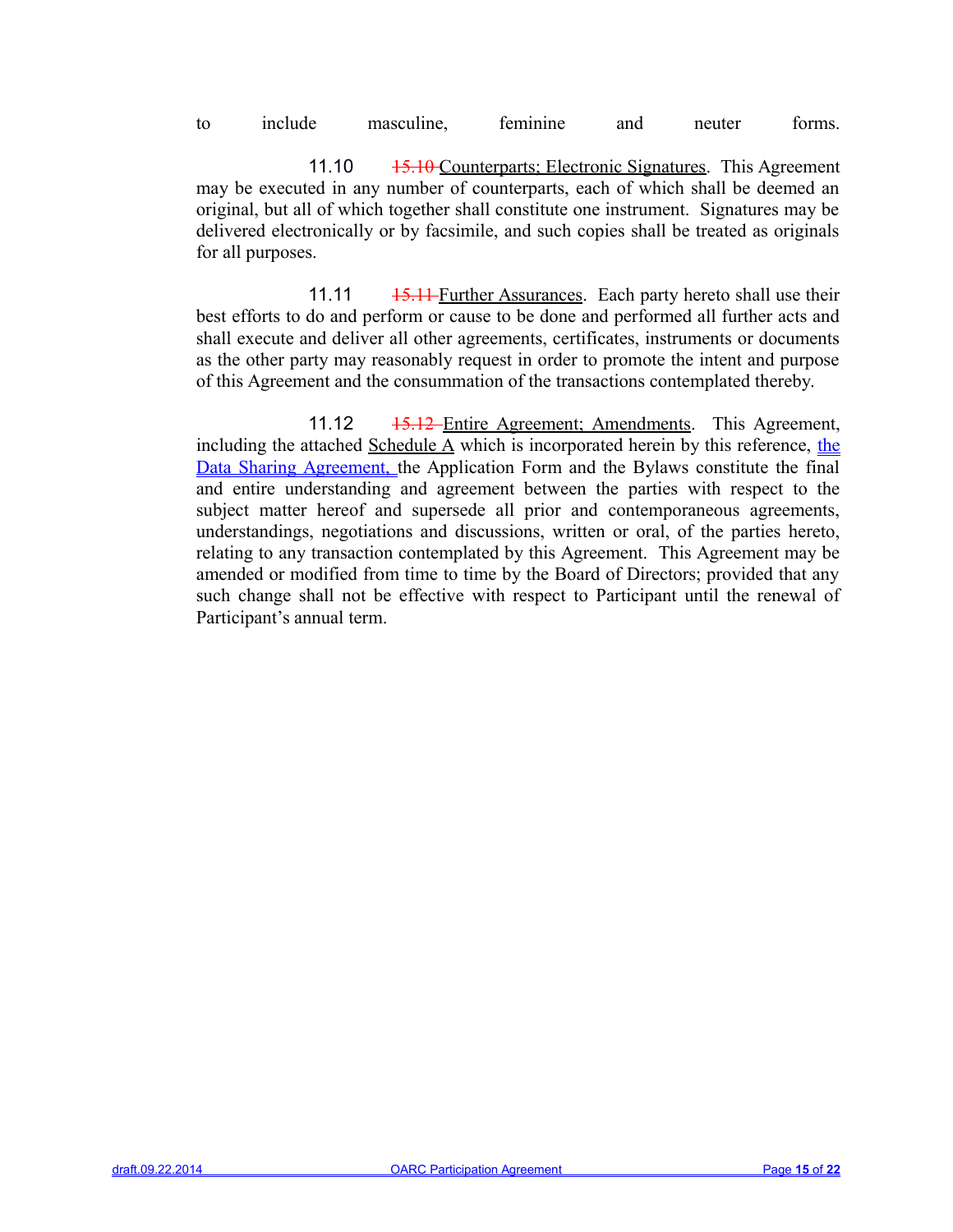to include masculine, feminine and neuter forms.

11.10 ~~15.10~~ Counterparts; Electronic Signatures. This Agreement may be executed in any number of counterparts, each of which shall be deemed an original, but all of which together shall constitute one instrument. Signatures may be delivered electronically or by facsimile, and such copies shall be treated as originals for all purposes.

11.11 ~~15.11~~ Further Assurances. Each party hereto shall use their best efforts to do and perform or cause to be done and performed all further acts and shall execute and deliver all other agreements, certificates, instruments or documents as the other party may reasonably request in order to promote the intent and purpose of this Agreement and the consummation of the transactions contemplated thereby.

11.12 ~~15.12~~ Entire Agreement; Amendments. This Agreement, including the attached Schedule A which is incorporated herein by this reference, the Data Sharing Agreement, the Application Form and the Bylaws constitute the final and entire understanding and agreement between the parties with respect to the subject matter hereof and supersede all prior and contemporaneous agreements, understandings, negotiations and discussions, written or oral, of the parties hereto, relating to any transaction contemplated by this Agreement. This Agreement may be amended or modified from time to time by the Board of Directors; provided that any such change shall not be effective with respect to Participant until the renewal of Participant's annual term.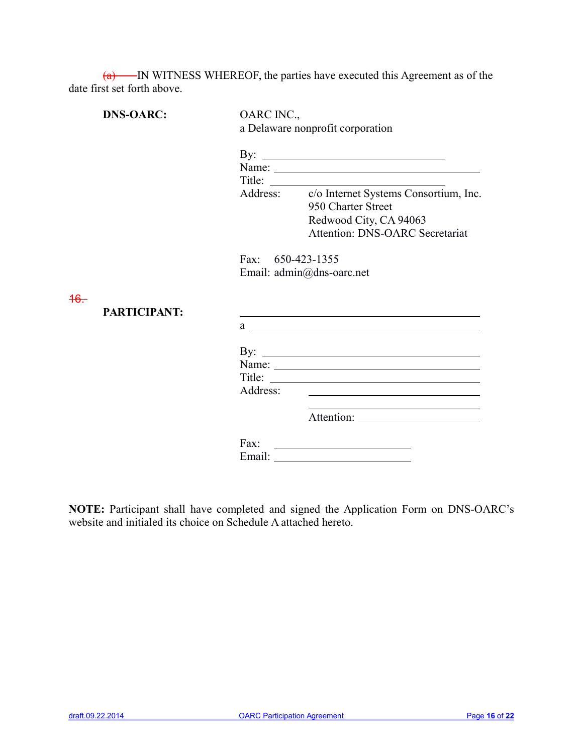~~(a)~~ IN WITNESS WHEREOF, the parties have executed this Agreement as of the date first set forth above.

**DNS-OARC:**

OARC INC.,
a Delaware nonprofit corporation

By: ______________________________
Name: ______________________________
Title: ______________________________
Address: c/o Internet Systems Consortium, Inc.
950 Charter Street
Redwood City, CA 94063
Attention: DNS-OARC Secretariat

Fax: 650-423-1355
Email: admin@dns-oarc.net

~~16.~~

**PARTICIPANT:**

______________________________
a ______________________________

By: ______________________________
Name: ______________________________
Title: ______________________________
Address: ______________________________
______________________________
Attention: ______________________________

Fax: ______________________________
Email: ______________________________

**NOTE:** Participant shall have completed and signed the Application Form on DNS-OARC's website and initialed its choice on Schedule A attached hereto.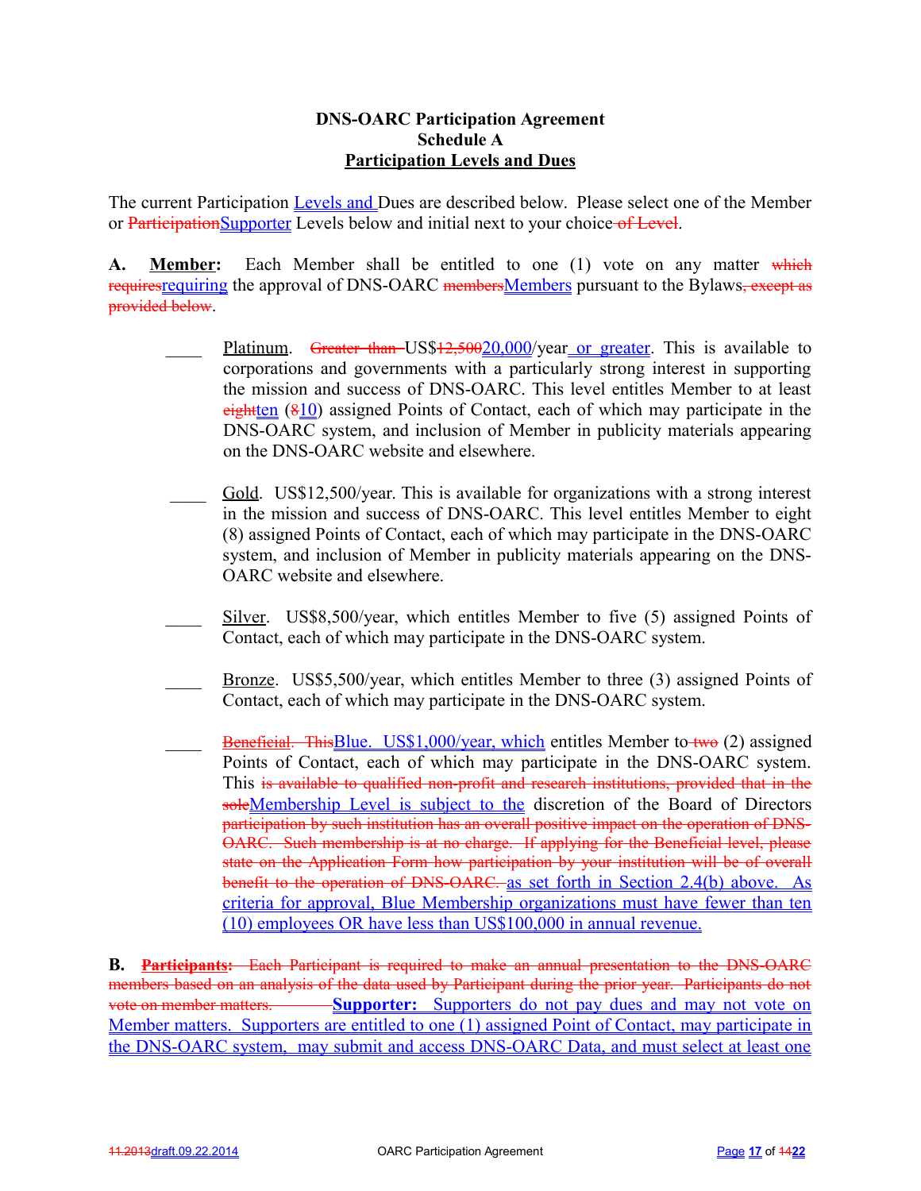**DNS-OARC Participation Agreement**
**Schedule A**
**Participation Levels and Dues**

The current Participation Levels and Dues are described below. Please select one of the Member or ~~Participation~~Supporter Levels below and initial next to your choice ~~of Level~~.

**A. Member:** Each Member shall be entitled to one (1) vote on any matter ~~which requires~~requiring the approval of DNS-OARC ~~members~~Members pursuant to the Bylaws~~, except as provided below~~.

\_\_\_\_ Platinum. ~~Greater than~~ US$~~12,500~~20,000/year or greater. This is available to corporations and governments with a particularly strong interest in supporting the mission and success of DNS-OARC. This level entitles Member to at least ~~eight~~ten (~~8~~10) assigned Points of Contact, each of which may participate in the DNS-OARC system, and inclusion of Member in publicity materials appearing on the DNS-OARC website and elsewhere.

\_\_\_\_ Gold. US$12,500/year. This is available for organizations with a strong interest in the mission and success of DNS-OARC. This level entitles Member to eight (8) assigned Points of Contact, each of which may participate in the DNS-OARC system, and inclusion of Member in publicity materials appearing on the DNS-OARC website and elsewhere.

\_\_\_\_ Silver. US$8,500/year, which entitles Member to five (5) assigned Points of Contact, each of which may participate in the DNS-OARC system.

\_\_\_\_ Bronze. US$5,500/year, which entitles Member to three (3) assigned Points of Contact, each of which may participate in the DNS-OARC system.

\_\_\_\_ ~~Beneficial. This~~Blue. US$1,000/year, which entitles Member to ~~two~~ (2) assigned Points of Contact, each of which may participate in the DNS-OARC system. This ~~is available to qualified non-profit and research institutions, provided that in the sole~~Membership Level is subject to the discretion of the Board of Directors ~~participation by such institution has an overall positive impact on the operation of DNS-OARC. Such membership is at no charge. If applying for the Beneficial level, please state on the Application Form how participation by your institution will be of overall benefit to the operation of DNS-OARC.~~ as set forth in Section 2.4(b) above. As criteria for approval, Blue Membership organizations must have fewer than ten (10) employees OR have less than US$100,000 in annual revenue.

**B.** ~~**Participants:** Each Participant is required to make an annual presentation to the DNS-OARC members based on an analysis of the data used by Participant during the prior year. Participants do not vote on member matters.~~ **Supporter:** Supporters do not pay dues and may not vote on Member matters. Supporters are entitled to one (1) assigned Point of Contact, may participate in the DNS-OARC system, may submit and access DNS-OARC Data, and must select at least one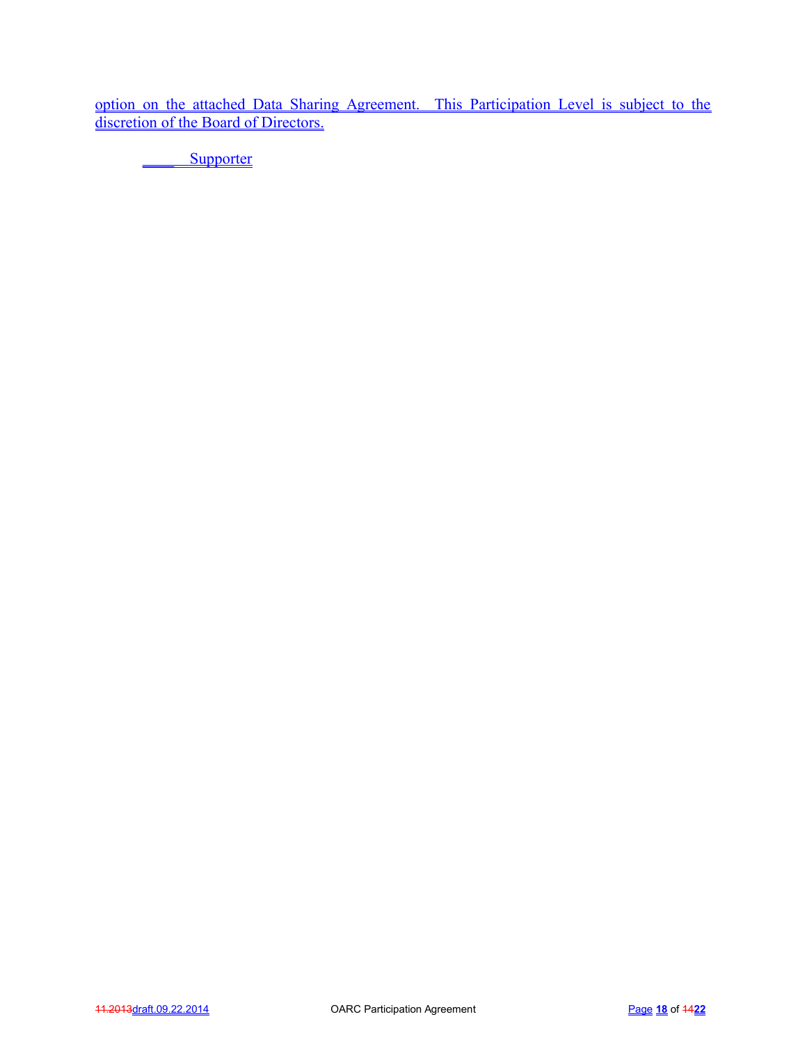option on the attached Data Sharing Agreement. This Participation Level is subject to the discretion of the Board of Directors.

_____ Supporter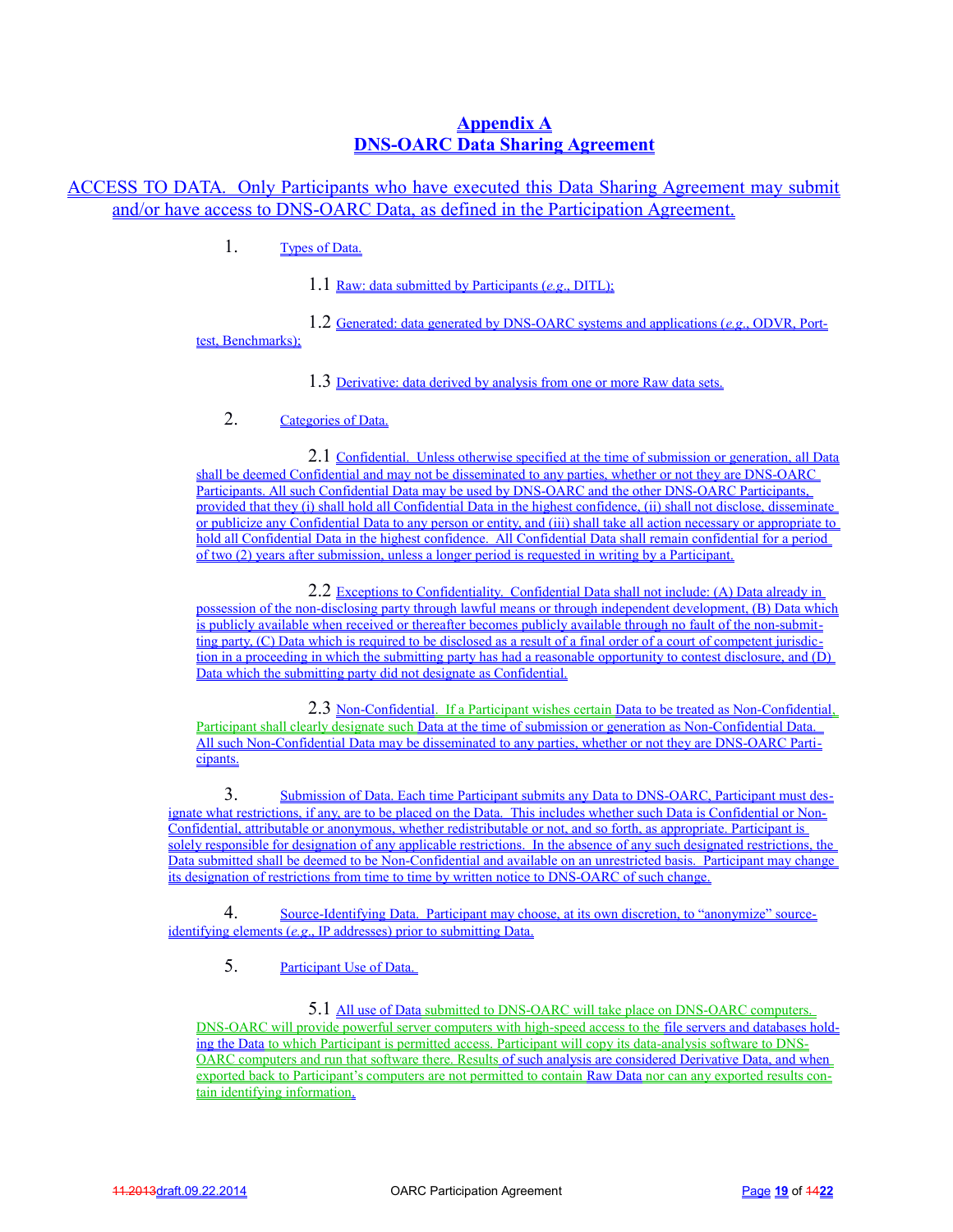# Appendix A
# DNS-OARC Data Sharing Agreement

ACCESS TO DATA. Only Participants who have executed this Data Sharing Agreement may submit and/or have access to DNS-OARC Data, as defined in the Participation Agreement.

1. Types of Data.

   1.1 Raw: data submitted by Participants (*e.g.*, DITL);

   1.2 Generated: data generated by DNS-OARC systems and applications (*e.g.*, ODVR, Porttest, Benchmarks);

   1.3 Derivative: data derived by analysis from one or more Raw data sets.

2. Categories of Data.

   2.1 Confidential. Unless otherwise specified at the time of submission or generation, all Data shall be deemed Confidential and may not be disseminated to any parties, whether or not they are DNS-OARC Participants. All such Confidential Data may be used by DNS-OARC and the other DNS-OARC Participants, provided that they (i) shall hold all Confidential Data in the highest confidence, (ii) shall not disclose, disseminate or publicize any Confidential Data to any person or entity, and (iii) shall take all action necessary or appropriate to hold all Confidential Data in the highest confidence. All Confidential Data shall remain confidential for a period of two (2) years after submission, unless a longer period is requested in writing by a Participant.

   2.2 Exceptions to Confidentiality. Confidential Data shall not include: (A) Data already in possession of the non-disclosing party through lawful means or through independent development, (B) Data which is publicly available when received or thereafter becomes publicly available through no fault of the non-submitting party, (C) Data which is required to be disclosed as a result of a final order of a court of competent jurisdiction in a proceeding in which the submitting party has had a reasonable opportunity to contest disclosure, and (D) Data which the submitting party did not designate as Confidential.

   2.3 Non-Confidential. If a Participant wishes certain Data to be treated as Non-Confidential, Participant shall clearly designate such Data at the time of submission or generation as Non-Confidential Data. All such Non-Confidential Data may be disseminated to any parties, whether or not they are DNS-OARC Participants.

3. Submission of Data. Each time Participant submits any Data to DNS-OARC, Participant must designate what restrictions, if any, are to be placed on the Data. This includes whether such Data is Confidential or Non-Confidential, attributable or anonymous, whether redistributable or not, and so forth, as appropriate. Participant is solely responsible for designation of any applicable restrictions. In the absence of any such designated restrictions, the Data submitted shall be deemed to be Non-Confidential and available on an unrestricted basis. Participant may change its designation of restrictions from time to time by written notice to DNS-OARC of such change.

4. Source-Identifying Data. Participant may choose, at its own discretion, to "anonymize" source-identifying elements (*e.g.*, IP addresses) prior to submitting Data.

5. Participant Use of Data.

   5.1 All use of Data submitted to DNS-OARC will take place on DNS-OARC computers. DNS-OARC will provide powerful server computers with high-speed access to the file servers and databases holding the Data to which Participant is permitted access. Participant will copy its data-analysis software to DNS-OARC computers and run that software there. Results of such analysis are considered Derivative Data, and when exported back to Participant's computers are not permitted to contain Raw Data nor can any exported results contain identifying information.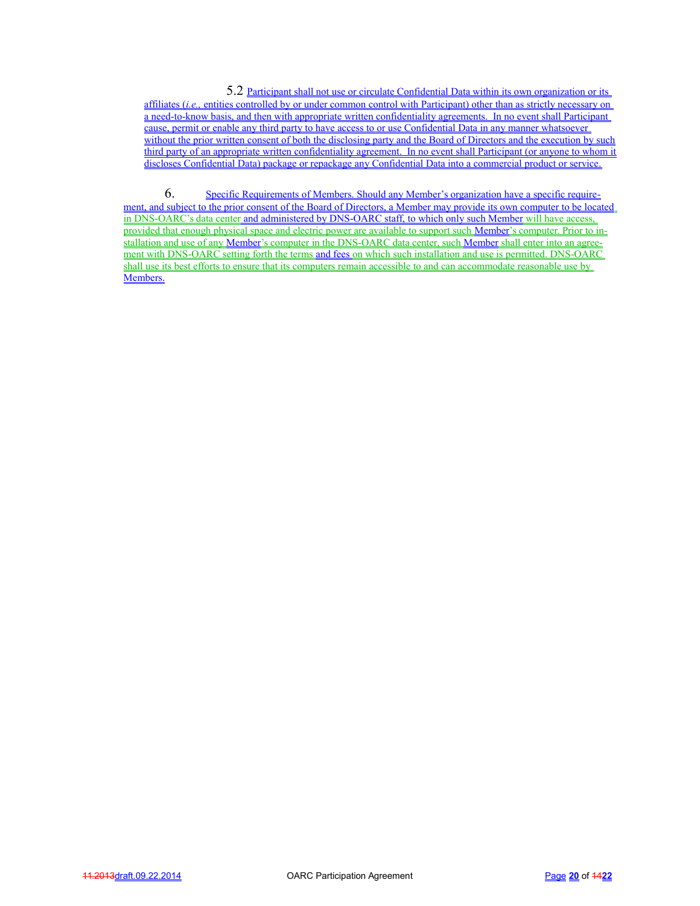5.2 Participant shall not use or circulate Confidential Data within its own organization or its affiliates (*i.e.*, entities controlled by or under common control with Participant) other than as strictly necessary on a need-to-know basis, and then with appropriate written confidentiality agreements. In no event shall Participant cause, permit or enable any third party to have access to or use Confidential Data in any manner whatsoever without the prior written consent of both the disclosing party and the Board of Directors and the execution by such third party of an appropriate written confidentiality agreement. In no event shall Participant (or anyone to whom it discloses Confidential Data) package or repackage any Confidential Data into a commercial product or service.

6. Specific Requirements of Members. Should any Member's organization have a specific requirement, and subject to the prior consent of the Board of Directors, a Member may provide its own computer to be located in DNS-OARC's data center and administered by DNS-OARC staff, to which only such Member will have access, provided that enough physical space and electric power are available to support such Member's computer. Prior to installation and use of any Member's computer in the DNS-OARC data center, such Member shall enter into an agreement with DNS-OARC setting forth the terms and fees on which such installation and use is permitted. DNS-OARC shall use its best efforts to ensure that its computers remain accessible to and can accommodate reasonable use by Members.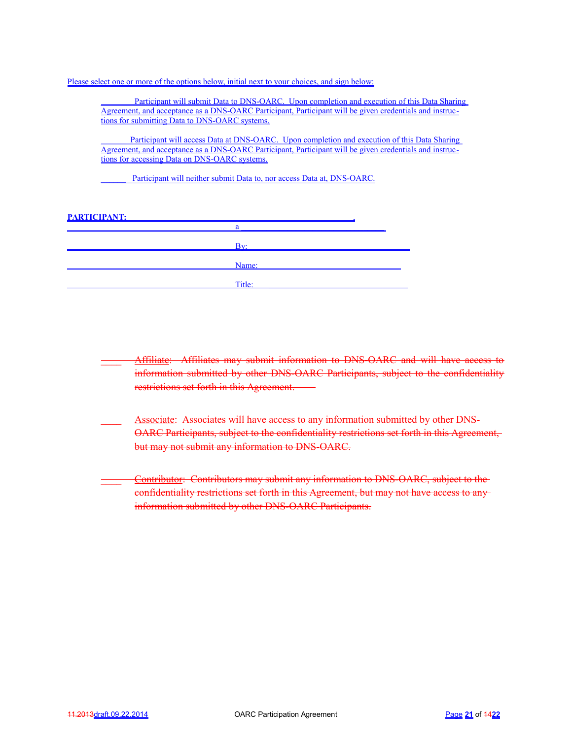Please select one or more of the options below, initial next to your choices, and sign below:

> ________ Participant will submit Data to DNS-OARC. Upon completion and execution of this Data Sharing Agreement, and acceptance as a DNS-OARC Participant, Participant will be given credentials and instructions for submitting Data to DNS-OARC systems.
>
> _______ Participant will access Data at DNS-OARC. Upon completion and execution of this Data Sharing Agreement, and acceptance as a DNS-OARC Participant, Participant will be given credentials and instructions for accessing Data on DNS-OARC systems.
>
> ______ Participant will neither submit Data to, nor access Data at, DNS-OARC.

**PARTICIPANT:** ____________________________________________________,

a ________________________________

By: ____________________________________

Name: __________________________________

Title: __________________________________

> ____ ~~Affiliate: Affiliates may submit information to DNS-OARC and will have access to information submitted by other DNS-OARC Participants, subject to the confidentiality restrictions set forth in this Agreement.~~
>
> ____ ~~Associate: Associates will have access to any information submitted by other DNS-OARC Participants, subject to the confidentiality restrictions set forth in this Agreement, but may not submit any information to DNS-OARC.~~
>
> ____ ~~Contributor: Contributors may submit any information to DNS-OARC, subject to the confidentiality restrictions set forth in this Agreement, but may not have access to any information submitted by other DNS-OARC Participants.~~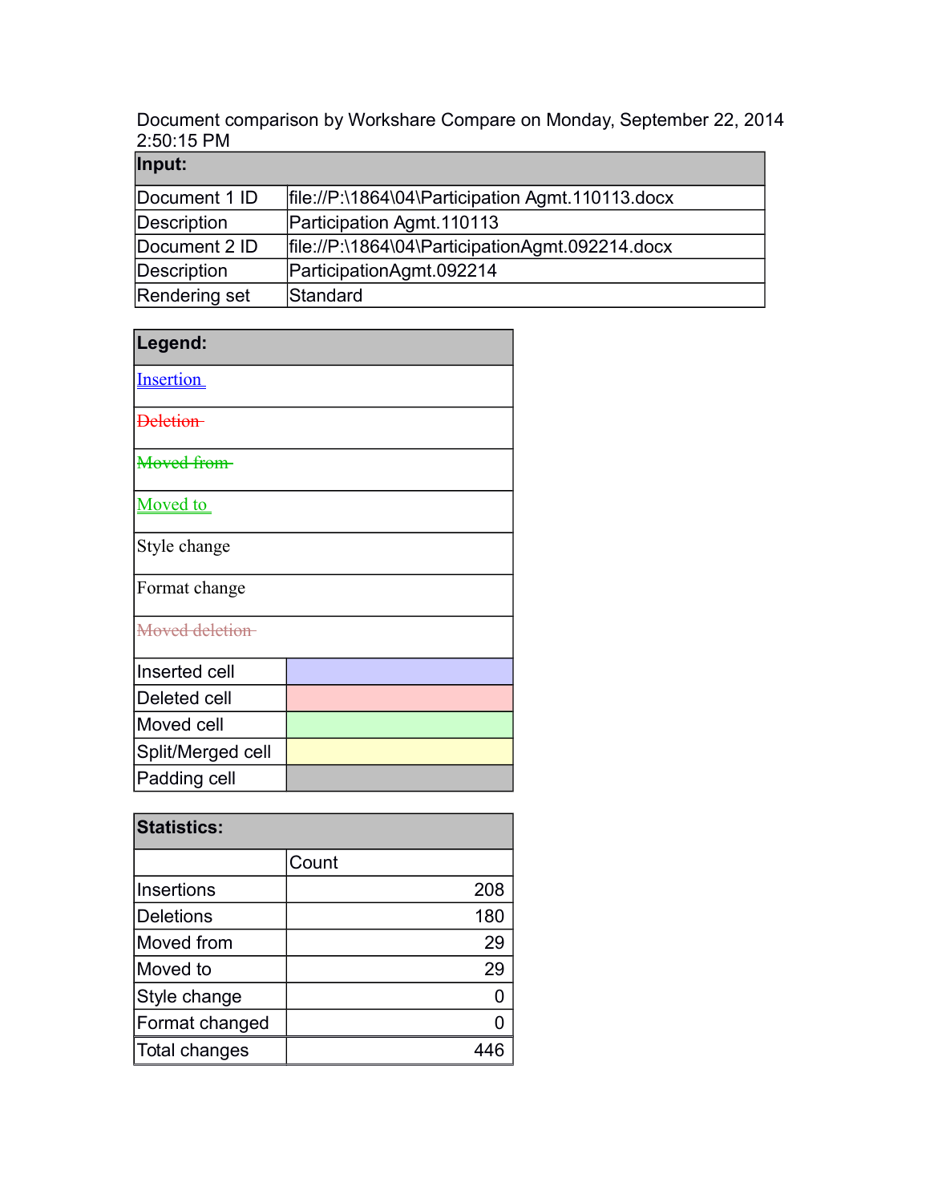Document comparison by Workshare Compare on Monday, September 22, 2014 2:50:15 PM

| **Input:** | |
|---|---|
| Document 1 ID | file://P:\1864\04\Participation Agmt.110113.docx |
| Description | Participation Agmt.110113 |
| Document 2 ID | file://P:\1864\04\ParticipationAgmt.092214.docx |
| Description | ParticipationAgmt.092214 |
| Rendering set | Standard |

| **Legend:** | |
|---|---|
| Insertion | |
| ~~Deletion~~ | |
| ~~Moved from~~ | |
| Moved to | |
| Style change | |
| Format change | |
| ~~Moved deletion~~ | |
| Inserted cell | |
| Deleted cell | |
| Moved cell | |
| Split/Merged cell | |
| Padding cell | |

| **Statistics:** | |
|---|---|
| | Count |
| Insertions | 208 |
| Deletions | 180 |
| Moved from | 29 |
| Moved to | 29 |
| Style change | 0 |
| Format changed | 0 |
| Total changes | 446 |